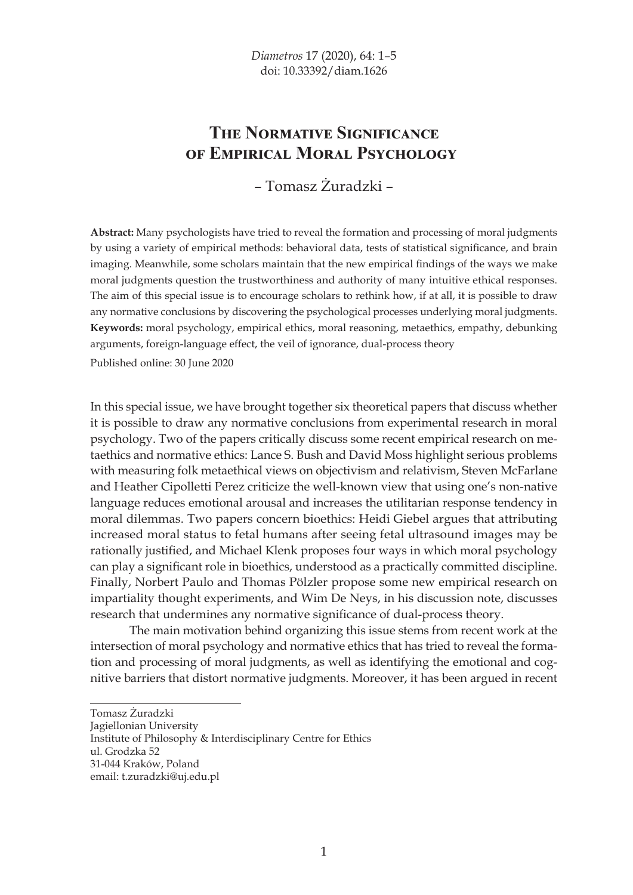# The Normative Significance of Empirical Moral Psychology

– Tomasz Żuradzki –

**Abstract:** Many psychologists have tried to reveal the formation and processing of moral judgments by using a variety of empirical methods: behavioral data, tests of statistical significance, and brain imaging. Meanwhile, some scholars maintain that the new empirical findings of the ways we make moral judgments question the trustworthiness and authority of many intuitive ethical responses. The aim of this special issue is to encourage scholars to rethink how, if at all, it is possible to draw any normative conclusions by discovering the psychological processes underlying moral judgments.

**Keywords:** moral psychology, empirical ethics, moral reasoning, metaethics, empathy, debunking arguments, foreign-language effect, the veil of ignorance, dual-process theory

Published online: 30 June 2020

In this special issue, we have brought together six theoretical papers that discuss whether it is possible to draw any normative conclusions from experimental research in moral psychology. Two of the papers critically discuss some recent empirical research on metaethics and normative ethics: Lance S. Bush and David Moss highlight serious problems with measuring folk metaethical views on objectivism and relativism, Steven McFarlane and Heather Cipolletti Perez criticize the well-known view that using one's non-native language reduces emotional arousal and increases the utilitarian response tendency in moral dilemmas. Two papers concern bioethics: Heidi Giebel argues that attributing increased moral status to fetal humans after seeing fetal ultrasound images may be rationally justified, and Michael Klenk proposes four ways in which moral psychology can play a significant role in bioethics, understood as a practically committed discipline. Finally, Norbert Paulo and Thomas Pölzler propose some new empirical research on impartiality thought experiments, and Wim De Neys, in his discussion note, discusses research that undermines any normative significance of dual-process theory.

The main motivation behind organizing this issue stems from recent work at the intersection of moral psychology and normative ethics that has tried to reveal the formation and processing of moral judgments, as well as identifying the emotional and cognitive barriers that distort normative judgments. Moreover, it has been argued in recent

---

Tomasz Żuradzki
Jagiellonian University
Institute of Philosophy & Interdisciplinary Centre for Ethics
ul. Grodzka 52
31-044 Kraków, Poland
email: t.zuradzki@uj.edu.pl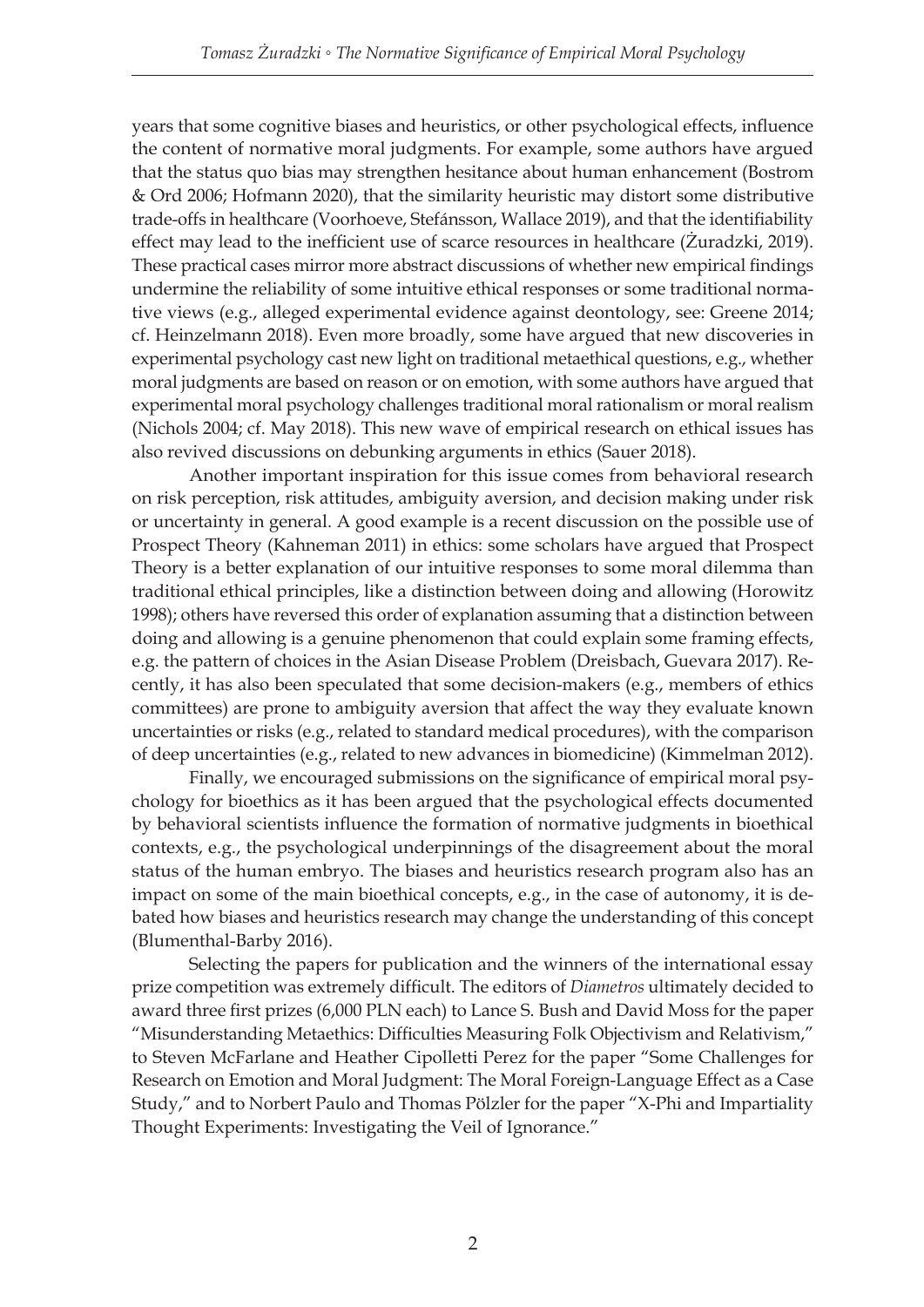years that some cognitive biases and heuristics, or other psychological effects, influence the content of normative moral judgments. For example, some authors have argued that the status quo bias may strengthen hesitance about human enhancement (Bostrom & Ord 2006; Hofmann 2020), that the similarity heuristic may distort some distributive trade-offs in healthcare (Voorhoeve, Stefánsson, Wallace 2019), and that the identifiability effect may lead to the inefficient use of scarce resources in healthcare (Żuradzki, 2019). These practical cases mirror more abstract discussions of whether new empirical findings undermine the reliability of some intuitive ethical responses or some traditional normative views (e.g., alleged experimental evidence against deontology, see: Greene 2014; cf. Heinzelmann 2018). Even more broadly, some have argued that new discoveries in experimental psychology cast new light on traditional metaethical questions, e.g., whether moral judgments are based on reason or on emotion, with some authors have argued that experimental moral psychology challenges traditional moral rationalism or moral realism (Nichols 2004; cf. May 2018). This new wave of empirical research on ethical issues has also revived discussions on debunking arguments in ethics (Sauer 2018).

Another important inspiration for this issue comes from behavioral research on risk perception, risk attitudes, ambiguity aversion, and decision making under risk or uncertainty in general. A good example is a recent discussion on the possible use of Prospect Theory (Kahneman 2011) in ethics: some scholars have argued that Prospect Theory is a better explanation of our intuitive responses to some moral dilemma than traditional ethical principles, like a distinction between doing and allowing (Horowitz 1998); others have reversed this order of explanation assuming that a distinction between doing and allowing is a genuine phenomenon that could explain some framing effects, e.g. the pattern of choices in the Asian Disease Problem (Dreisbach, Guevara 2017). Recently, it has also been speculated that some decision-makers (e.g., members of ethics committees) are prone to ambiguity aversion that affect the way they evaluate known uncertainties or risks (e.g., related to standard medical procedures), with the comparison of deep uncertainties (e.g., related to new advances in biomedicine) (Kimmelman 2012).

Finally, we encouraged submissions on the significance of empirical moral psychology for bioethics as it has been argued that the psychological effects documented by behavioral scientists influence the formation of normative judgments in bioethical contexts, e.g., the psychological underpinnings of the disagreement about the moral status of the human embryo. The biases and heuristics research program also has an impact on some of the main bioethical concepts, e.g., in the case of autonomy, it is debated how biases and heuristics research may change the understanding of this concept (Blumenthal-Barby 2016).

Selecting the papers for publication and the winners of the international essay prize competition was extremely difficult. The editors of *Diametros* ultimately decided to award three first prizes (6,000 PLN each) to Lance S. Bush and David Moss for the paper "Misunderstanding Metaethics: Difficulties Measuring Folk Objectivism and Relativism," to Steven McFarlane and Heather Cipolletti Perez for the paper "Some Challenges for Research on Emotion and Moral Judgment: The Moral Foreign-Language Effect as a Case Study," and to Norbert Paulo and Thomas Pölzler for the paper "X-Phi and Impartiality Thought Experiments: Investigating the Veil of Ignorance."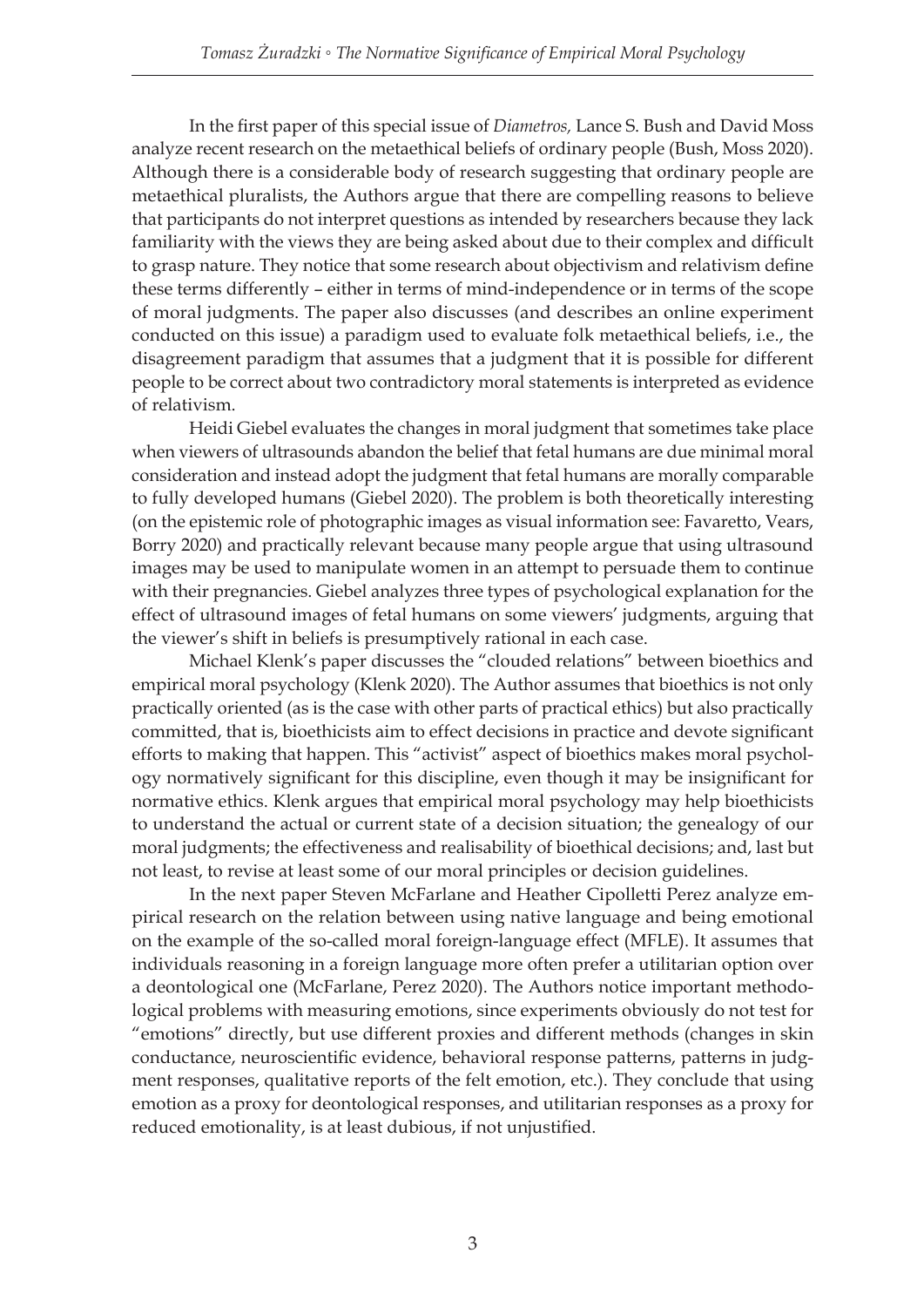In the first paper of this special issue of *Diametros,* Lance S. Bush and David Moss analyze recent research on the metaethical beliefs of ordinary people (Bush, Moss 2020). Although there is a considerable body of research suggesting that ordinary people are metaethical pluralists, the Authors argue that there are compelling reasons to believe that participants do not interpret questions as intended by researchers because they lack familiarity with the views they are being asked about due to their complex and difficult to grasp nature. They notice that some research about objectivism and relativism define these terms differently – either in terms of mind-independence or in terms of the scope of moral judgments. The paper also discusses (and describes an online experiment conducted on this issue) a paradigm used to evaluate folk metaethical beliefs, i.e., the disagreement paradigm that assumes that a judgment that it is possible for different people to be correct about two contradictory moral statements is interpreted as evidence of relativism.

Heidi Giebel evaluates the changes in moral judgment that sometimes take place when viewers of ultrasounds abandon the belief that fetal humans are due minimal moral consideration and instead adopt the judgment that fetal humans are morally comparable to fully developed humans (Giebel 2020). The problem is both theoretically interesting (on the epistemic role of photographic images as visual information see: Favaretto, Vears, Borry 2020) and practically relevant because many people argue that using ultrasound images may be used to manipulate women in an attempt to persuade them to continue with their pregnancies. Giebel analyzes three types of psychological explanation for the effect of ultrasound images of fetal humans on some viewers' judgments, arguing that the viewer's shift in beliefs is presumptively rational in each case.

Michael Klenk's paper discusses the "clouded relations" between bioethics and empirical moral psychology (Klenk 2020). The Author assumes that bioethics is not only practically oriented (as is the case with other parts of practical ethics) but also practically committed, that is, bioethicists aim to effect decisions in practice and devote significant efforts to making that happen. This "activist" aspect of bioethics makes moral psychology normatively significant for this discipline, even though it may be insignificant for normative ethics. Klenk argues that empirical moral psychology may help bioethicists to understand the actual or current state of a decision situation; the genealogy of our moral judgments; the effectiveness and realisability of bioethical decisions; and, last but not least, to revise at least some of our moral principles or decision guidelines.

In the next paper Steven McFarlane and Heather Cipolletti Perez analyze empirical research on the relation between using native language and being emotional on the example of the so-called moral foreign-language effect (MFLE). It assumes that individuals reasoning in a foreign language more often prefer a utilitarian option over a deontological one (McFarlane, Perez 2020). The Authors notice important methodological problems with measuring emotions, since experiments obviously do not test for "emotions" directly, but use different proxies and different methods (changes in skin conductance, neuroscientific evidence, behavioral response patterns, patterns in judgment responses, qualitative reports of the felt emotion, etc.). They conclude that using emotion as a proxy for deontological responses, and utilitarian responses as a proxy for reduced emotionality, is at least dubious, if not unjustified.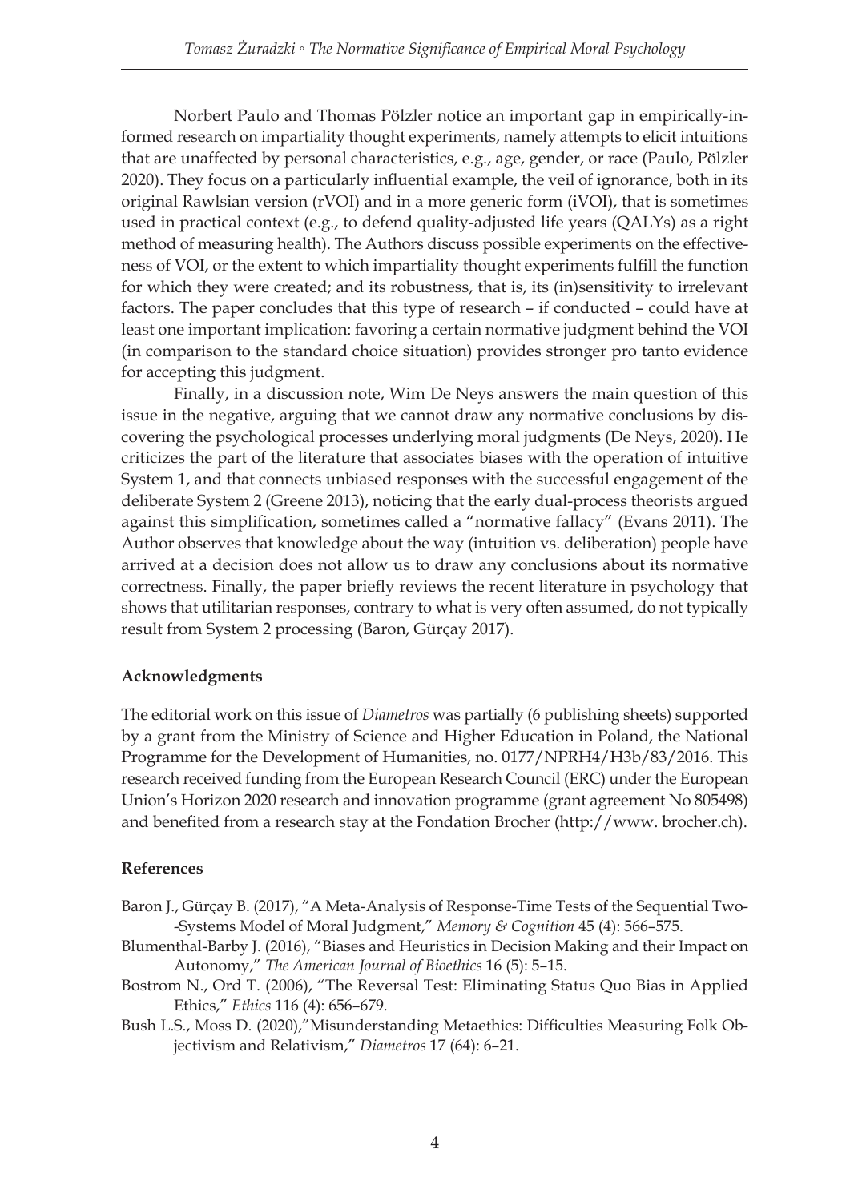Norbert Paulo and Thomas Pölzler notice an important gap in empirically-informed research on impartiality thought experiments, namely attempts to elicit intuitions that are unaffected by personal characteristics, e.g., age, gender, or race (Paulo, Pölzler 2020). They focus on a particularly influential example, the veil of ignorance, both in its original Rawlsian version (rVOI) and in a more generic form (iVOI), that is sometimes used in practical context (e.g., to defend quality-adjusted life years (QALYs) as a right method of measuring health). The Authors discuss possible experiments on the effectiveness of VOI, or the extent to which impartiality thought experiments fulfill the function for which they were created; and its robustness, that is, its (in)sensitivity to irrelevant factors. The paper concludes that this type of research – if conducted – could have at least one important implication: favoring a certain normative judgment behind the VOI (in comparison to the standard choice situation) provides stronger pro tanto evidence for accepting this judgment.

Finally, in a discussion note, Wim De Neys answers the main question of this issue in the negative, arguing that we cannot draw any normative conclusions by discovering the psychological processes underlying moral judgments (De Neys, 2020). He criticizes the part of the literature that associates biases with the operation of intuitive System 1, and that connects unbiased responses with the successful engagement of the deliberate System 2 (Greene 2013), noticing that the early dual-process theorists argued against this simplification, sometimes called a "normative fallacy" (Evans 2011). The Author observes that knowledge about the way (intuition vs. deliberation) people have arrived at a decision does not allow us to draw any conclusions about its normative correctness. Finally, the paper briefly reviews the recent literature in psychology that shows that utilitarian responses, contrary to what is very often assumed, do not typically result from System 2 processing (Baron, Gürçay 2017).

## Acknowledgments

The editorial work on this issue of *Diametros* was partially (6 publishing sheets) supported by a grant from the Ministry of Science and Higher Education in Poland, the National Programme for the Development of Humanities, no. 0177/NPRH4/H3b/83/2016. This research received funding from the European Research Council (ERC) under the European Union's Horizon 2020 research and innovation programme (grant agreement No 805498) and benefited from a research stay at the Fondation Brocher (http://www. brocher.ch).

## References

Baron J., Gürçay B. (2017), "A Meta-Analysis of Response-Time Tests of the Sequential Two-Systems Model of Moral Judgment," *Memory & Cognition* 45 (4): 566–575.

Blumenthal-Barby J. (2016), "Biases and Heuristics in Decision Making and their Impact on Autonomy," *The American Journal of Bioethics* 16 (5): 5–15.

Bostrom N., Ord T. (2006), "The Reversal Test: Eliminating Status Quo Bias in Applied Ethics," *Ethics* 116 (4): 656–679.

Bush L.S., Moss D. (2020),"Misunderstanding Metaethics: Difficulties Measuring Folk Objectivism and Relativism," *Diametros* 17 (64): 6–21.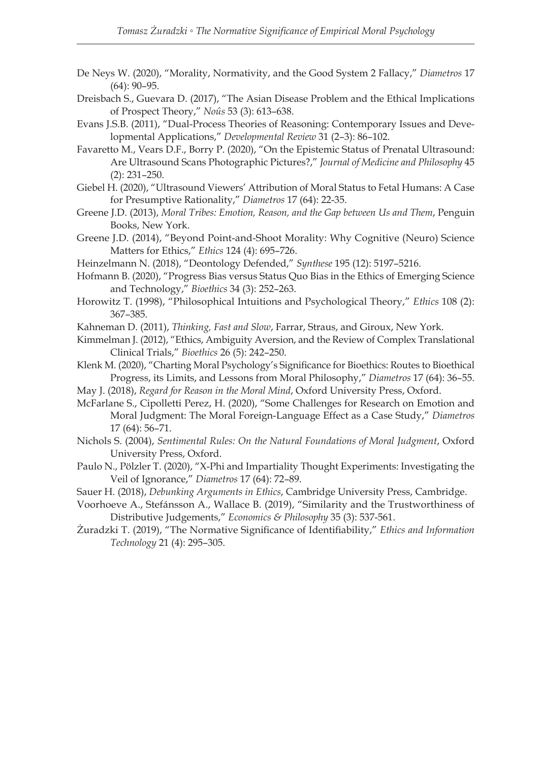De Neys W. (2020), "Morality, Normativity, and the Good System 2 Fallacy," *Diametros* 17 (64): 90–95.

Dreisbach S., Guevara D. (2017), "The Asian Disease Problem and the Ethical Implications of Prospect Theory," *Noûs* 53 (3): 613–638.

Evans J.S.B. (2011), "Dual-Process Theories of Reasoning: Contemporary Issues and Developmental Applications," *Developmental Review* 31 (2–3): 86–102.

Favaretto M., Vears D.F., Borry P. (2020), "On the Epistemic Status of Prenatal Ultrasound: Are Ultrasound Scans Photographic Pictures?," *Journal of Medicine and Philosophy* 45 (2): 231–250.

Giebel H. (2020), "Ultrasound Viewers' Attribution of Moral Status to Fetal Humans: A Case for Presumptive Rationality," *Diametros* 17 (64): 22-35.

Greene J.D. (2013), *Moral Tribes: Emotion, Reason, and the Gap between Us and Them*, Penguin Books, New York.

Greene J.D. (2014), "Beyond Point-and-Shoot Morality: Why Cognitive (Neuro) Science Matters for Ethics," *Ethics* 124 (4): 695–726.

Heinzelmann N. (2018), "Deontology Defended," *Synthese* 195 (12): 5197–5216.

Hofmann B. (2020), "Progress Bias versus Status Quo Bias in the Ethics of Emerging Science and Technology," *Bioethics* 34 (3): 252–263.

Horowitz T. (1998), "Philosophical Intuitions and Psychological Theory," *Ethics* 108 (2): 367–385.

Kahneman D. (2011), *Thinking, Fast and Slow*, Farrar, Straus, and Giroux, New York.

Kimmelman J. (2012), "Ethics, Ambiguity Aversion, and the Review of Complex Translational Clinical Trials," *Bioethics* 26 (5): 242–250.

Klenk M. (2020), "Charting Moral Psychology's Significance for Bioethics: Routes to Bioethical Progress, its Limits, and Lessons from Moral Philosophy," *Diametros* 17 (64): 36–55.

May J. (2018), *Regard for Reason in the Moral Mind*, Oxford University Press, Oxford.

McFarlane S., Cipolletti Perez, H. (2020), "Some Challenges for Research on Emotion and Moral Judgment: The Moral Foreign-Language Effect as a Case Study," *Diametros* 17 (64): 56–71.

Nichols S. (2004), *Sentimental Rules: On the Natural Foundations of Moral Judgment*, Oxford University Press, Oxford.

Paulo N., Pölzler T. (2020), "X-Phi and Impartiality Thought Experiments: Investigating the Veil of Ignorance," *Diametros* 17 (64): 72–89.

Sauer H. (2018), *Debunking Arguments in Ethics*, Cambridge University Press, Cambridge.

Voorhoeve A., Stefánsson A., Wallace B. (2019), "Similarity and the Trustworthiness of Distributive Judgements," *Economics & Philosophy* 35 (3): 537-561.

Żuradzki T. (2019), "The Normative Significance of Identifiability," *Ethics and Information Technology* 21 (4): 295–305.